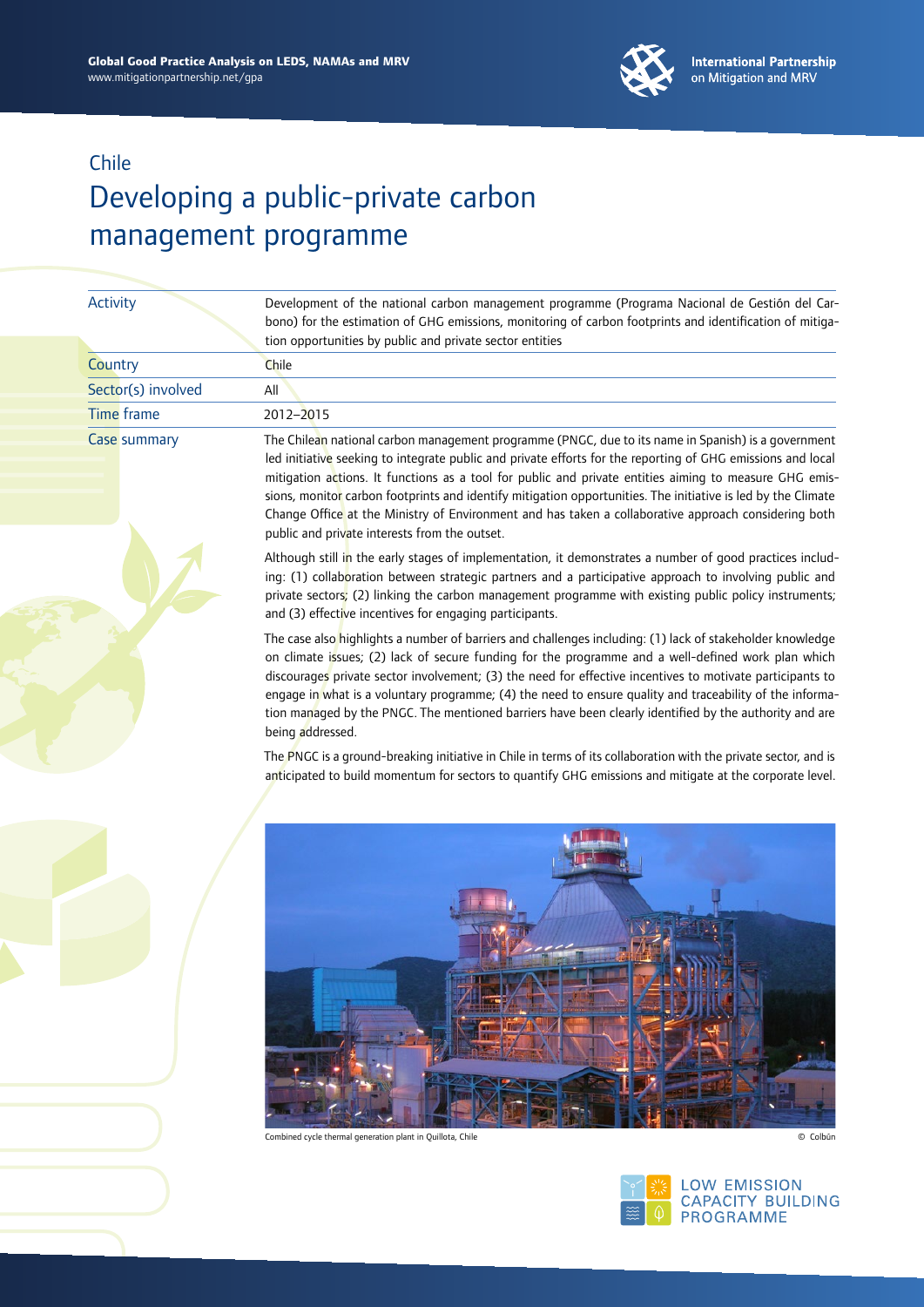Global Good Practice Analysis on LEDS, NAMAs and MRV
www.mitigationpartnership.net/gpa

International Partnership on Mitigation and MRV

Chile

# Developing a public-private carbon management programme

| | |
|---|---|
| Activity | Development of the national carbon management programme (Programa Nacional de Gestión del Carbono) for the estimation of GHG emissions, monitoring of carbon footprints and identification of mitigation opportunities by public and private sector entities |
| Country | Chile |
| Sector(s) involved | All |
| Time frame | 2012–2015 |
| Case summary | The Chilean national carbon management programme (PNGC, due to its name in Spanish) is a government led initiative seeking to integrate public and private efforts for the reporting of GHG emissions and local mitigation actions. It functions as a tool for public and private entities aiming to measure GHG emissions, monitor carbon footprints and identify mitigation opportunities. The initiative is led by the Climate Change Office at the Ministry of Environment and has taken a collaborative approach considering both public and private interests from the outset. |

Although still in the early stages of implementation, it demonstrates a number of good practices including: (1) collaboration between strategic partners and a participative approach to involving public and private sectors; (2) linking the carbon management programme with existing public policy instruments; and (3) effective incentives for engaging participants.

The case also highlights a number of barriers and challenges including: (1) lack of stakeholder knowledge on climate issues; (2) lack of secure funding for the programme and a well-defined work plan which discourages private sector involvement; (3) the need for effective incentives to motivate participants to engage in what is a voluntary programme; (4) the need to ensure quality and traceability of the information managed by the PNGC. The mentioned barriers have been clearly identified by the authority and are being addressed.

The PNGC is a ground-breaking initiative in Chile in terms of its collaboration with the private sector, and is anticipated to build momentum for sectors to quantify GHG emissions and mitigate at the corporate level.

Combined cycle thermal generation plant in Quillota, Chile © Colbún

LOW EMISSION CAPACITY BUILDING PROGRAMME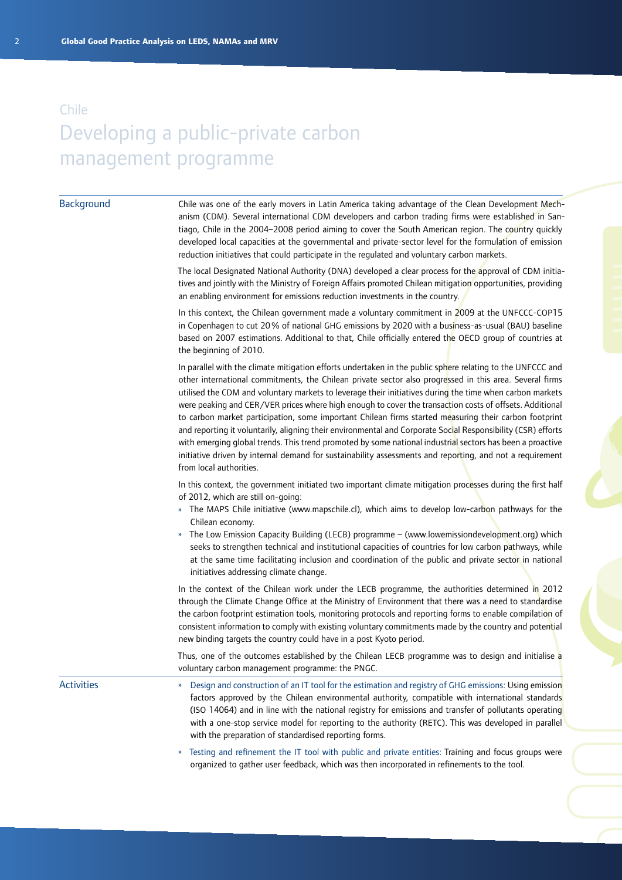Chile

# Developing a public-private carbon management programme

## Background

Chile was one of the early movers in Latin America taking advantage of the Clean Development Mechanism (CDM). Several international CDM developers and carbon trading firms were established in Santiago, Chile in the 2004–2008 period aiming to cover the South American region. The country quickly developed local capacities at the governmental and private-sector level for the formulation of emission reduction initiatives that could participate in the regulated and voluntary carbon markets.

The local Designated National Authority (DNA) developed a clear process for the approval of CDM initiatives and jointly with the Ministry of Foreign Affairs promoted Chilean mitigation opportunities, providing an enabling environment for emissions reduction investments in the country.

In this context, the Chilean government made a voluntary commitment in 2009 at the UNFCCC-COP15 in Copenhagen to cut 20% of national GHG emissions by 2020 with a business-as-usual (BAU) baseline based on 2007 estimations. Additional to that, Chile officially entered the OECD group of countries at the beginning of 2010.

In parallel with the climate mitigation efforts undertaken in the public sphere relating to the UNFCCC and other international commitments, the Chilean private sector also progressed in this area. Several firms utilised the CDM and voluntary markets to leverage their initiatives during the time when carbon markets were peaking and CER/VER prices where high enough to cover the transaction costs of offsets. Additional to carbon market participation, some important Chilean firms started measuring their carbon footprint and reporting it voluntarily, aligning their environmental and Corporate Social Responsibility (CSR) efforts with emerging global trends. This trend promoted by some national industrial sectors has been a proactive initiative driven by internal demand for sustainability assessments and reporting, and not a requirement from local authorities.

In this context, the government initiated two important climate mitigation processes during the first half of 2012, which are still on-going:

- The MAPS Chile initiative (www.mapschile.cl), which aims to develop low-carbon pathways for the Chilean economy.
- The Low Emission Capacity Building (LECB) programme – (www.lowemissiondevelopment.org) which seeks to strengthen technical and institutional capacities of countries for low carbon pathways, while at the same time facilitating inclusion and coordination of the public and private sector in national initiatives addressing climate change.

In the context of the Chilean work under the LECB programme, the authorities determined in 2012 through the Climate Change Office at the Ministry of Environment that there was a need to standardise the carbon footprint estimation tools, monitoring protocols and reporting forms to enable compilation of consistent information to comply with existing voluntary commitments made by the country and potential new binding targets the country could have in a post Kyoto period.

Thus, one of the outcomes established by the Chilean LECB programme was to design and initialise a voluntary carbon management programme: the PNGC.

## Activities

- Design and construction of an IT tool for the estimation and registry of GHG emissions: Using emission factors approved by the Chilean environmental authority, compatible with international standards (ISO 14064) and in line with the national registry for emissions and transfer of pollutants operating with a one-stop service model for reporting to the authority (RETC). This was developed in parallel with the preparation of standardised reporting forms.
- Testing and refinement the IT tool with public and private entities: Training and focus groups were organized to gather user feedback, which was then incorporated in refinements to the tool.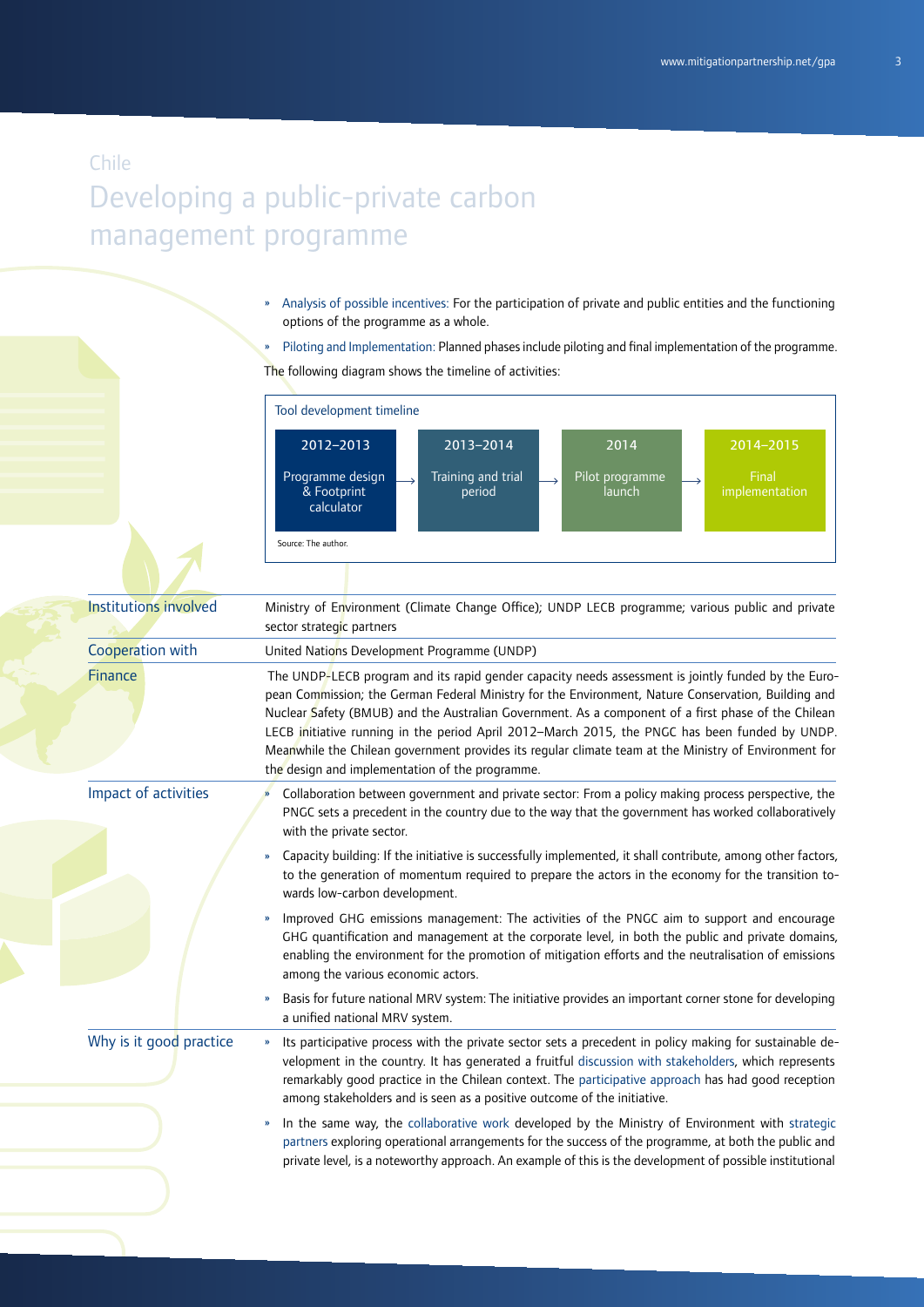Chile

# Developing a public-private carbon management programme

- Analysis of possible incentives: For the participation of private and public entities and the functioning options of the programme as a whole.
- Piloting and Implementation: Planned phases include piloting and final implementation of the programme.

The following diagram shows the timeline of activities:

**Tool development timeline**

| 2012–2013 | 2013–2014 | 2014 | 2014–2015 |
|---|---|---|---|
| Programme design & Footprint calculator | Training and trial period | Pilot programme launch | Final implementation |

Source: The author.

| | |
|---|---|
| Institutions involved | Ministry of Environment (Climate Change Office); UNDP LECB programme; various public and private sector strategic partners |
| Cooperation with | United Nations Development Programme (UNDP) |
| Finance | The UNDP-LECB program and its rapid gender capacity needs assessment is jointly funded by the European Commission; the German Federal Ministry for the Environment, Nature Conservation, Building and Nuclear Safety (BMUB) and the Australian Government. As a component of a first phase of the Chilean LECB initiative running in the period April 2012–March 2015, the PNGC has been funded by UNDP. Meanwhile the Chilean government provides its regular climate team at the Ministry of Environment for the design and implementation of the programme. |
| Impact of activities | » Collaboration between government and private sector: From a policy making process perspective, the PNGC sets a precedent in the country due to the way that the government has worked collaboratively with the private sector.<br>» Capacity building: If the initiative is successfully implemented, it shall contribute, among other factors, to the generation of momentum required to prepare the actors in the economy for the transition towards low-carbon development.<br>» Improved GHG emissions management: The activities of the PNGC aim to support and encourage GHG quantification and management at the corporate level, in both the public and private domains, enabling the environment for the promotion of mitigation efforts and the neutralisation of emissions among the various economic actors.<br>» Basis for future national MRV system: The initiative provides an important corner stone for developing a unified national MRV system. |
| Why is it good practice | » Its participative process with the private sector sets a precedent in policy making for sustainable development in the country. It has generated a fruitful discussion with stakeholders, which represents remarkably good practice in the Chilean context. The participative approach has had good reception among stakeholders and is seen as a positive outcome of the initiative.<br>» In the same way, the collaborative work developed by the Ministry of Environment with strategic partners exploring operational arrangements for the success of the programme, at both the public and private level, is a noteworthy approach. An example of this is the development of possible institutional |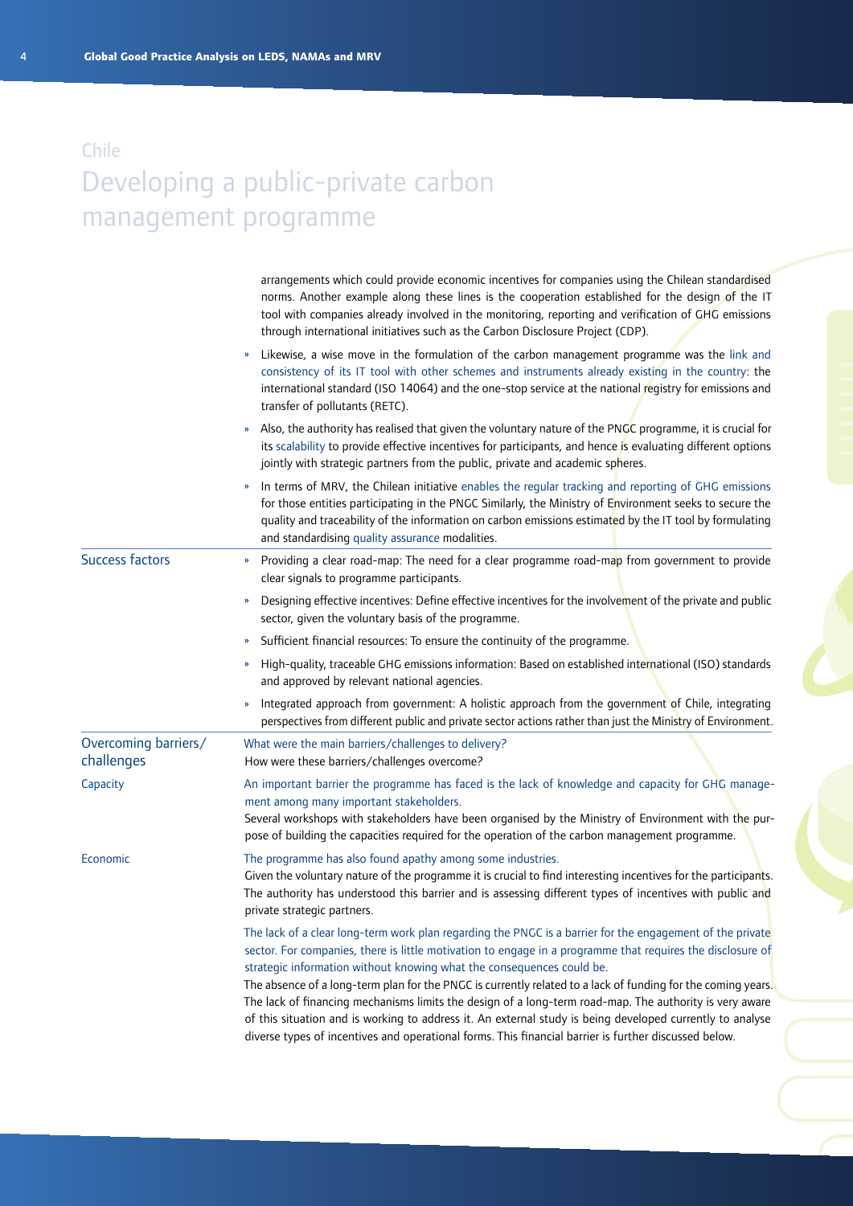Chile

# Developing a public-private carbon management programme

arrangements which could provide economic incentives for companies using the Chilean standardised norms. Another example along these lines is the cooperation established for the design of the IT tool with companies already involved in the monitoring, reporting and verification of GHG emissions through international initiatives such as the Carbon Disclosure Project (CDP).

- Likewise, a wise move in the formulation of the carbon management programme was the link and consistency of its IT tool with other schemes and instruments already existing in the country: the international standard (ISO 14064) and the one-stop service at the national registry for emissions and transfer of pollutants (RETC).
- Also, the authority has realised that given the voluntary nature of the PNGC programme, it is crucial for its scalability to provide effective incentives for participants, and hence is evaluating different options jointly with strategic partners from the public, private and academic spheres.
- In terms of MRV, the Chilean initiative enables the regular tracking and reporting of GHG emissions for those entities participating in the PNGC Similarly, the Ministry of Environment seeks to secure the quality and traceability of the information on carbon emissions estimated by the IT tool by formulating and standardising quality assurance modalities.

## Success factors

- Providing a clear road-map: The need for a clear programme road-map from government to provide clear signals to programme participants.
- Designing effective incentives: Define effective incentives for the involvement of the private and public sector, given the voluntary basis of the programme.
- Sufficient financial resources: To ensure the continuity of the programme.
- High-quality, traceable GHG emissions information: Based on established international (ISO) standards and approved by relevant national agencies.
- Integrated approach from government: A holistic approach from the government of Chile, integrating perspectives from different public and private sector actions rather than just the Ministry of Environment.

## Overcoming barriers/ challenges

What were the main barriers/challenges to delivery?
How were these barriers/challenges overcome?

### Capacity

An important barrier the programme has faced is the lack of knowledge and capacity for GHG management among many important stakeholders.

Several workshops with stakeholders have been organised by the Ministry of Environment with the purpose of building the capacities required for the operation of the carbon management programme.

### Economic

The programme has also found apathy among some industries.

Given the voluntary nature of the programme it is crucial to find interesting incentives for the participants. The authority has understood this barrier and is assessing different types of incentives with public and private strategic partners.

The lack of a clear long-term work plan regarding the PNGC is a barrier for the engagement of the private sector. For companies, there is little motivation to engage in a programme that requires the disclosure of strategic information without knowing what the consequences could be.

The absence of a long-term plan for the PNGC is currently related to a lack of funding for the coming years. The lack of financing mechanisms limits the design of a long-term road-map. The authority is very aware of this situation and is working to address it. An external study is being developed currently to analyse diverse types of incentives and operational forms. This financial barrier is further discussed below.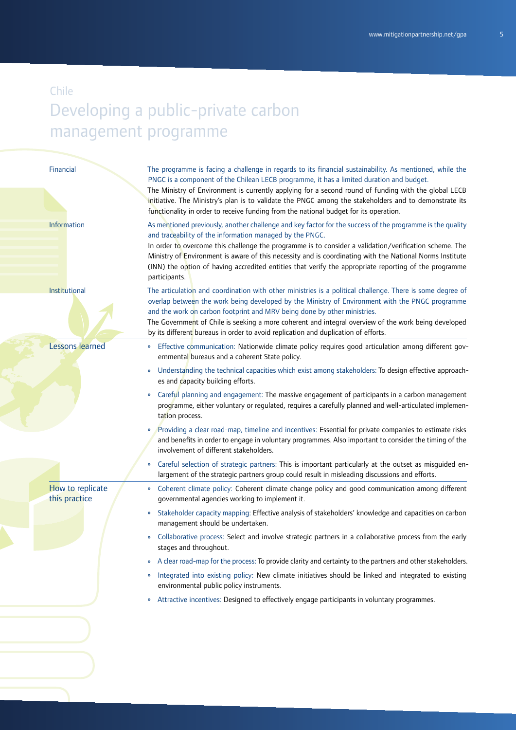Chile

# Developing a public-private carbon management programme

**Financial**

The programme is facing a challenge in regards to its financial sustainability. As mentioned, while the PNGC is a component of the Chilean LECB programme, it has a limited duration and budget.

The Ministry of Environment is currently applying for a second round of funding with the global LECB initiative. The Ministry's plan is to validate the PNGC among the stakeholders and to demonstrate its functionality in order to receive funding from the national budget for its operation.

**Information**

As mentioned previously, another challenge and key factor for the success of the programme is the quality and traceability of the information managed by the PNGC.

In order to overcome this challenge the programme is to consider a validation/verification scheme. The Ministry of Environment is aware of this necessity and is coordinating with the National Norms Institute (INN) the option of having accredited entities that verify the appropriate reporting of the programme participants.

**Institutional**

The articulation and coordination with other ministries is a political challenge. There is some degree of overlap between the work being developed by the Ministry of Environment with the PNGC programme and the work on carbon footprint and MRV being done by other ministries.

The Government of Chile is seeking a more coherent and integral overview of the work being developed by its different bureaus in order to avoid replication and duplication of efforts.

## Lessons learned

- Effective communication: Nationwide climate policy requires good articulation among different governmental bureaus and a coherent State policy.
- Understanding the technical capacities which exist among stakeholders: To design effective approaches and capacity building efforts.
- Careful planning and engagement: The massive engagement of participants in a carbon management programme, either voluntary or regulated, requires a carefully planned and well-articulated implementation process.
- Providing a clear road-map, timeline and incentives: Essential for private companies to estimate risks and benefits in order to engage in voluntary programmes. Also important to consider the timing of the involvement of different stakeholders.
- Careful selection of strategic partners: This is important particularly at the outset as misguided enlargement of the strategic partners group could result in misleading discussions and efforts.

## How to replicate this practice

- Coherent climate policy: Coherent climate change policy and good communication among different governmental agencies working to implement it.
- Stakeholder capacity mapping: Effective analysis of stakeholders' knowledge and capacities on carbon management should be undertaken.
- Collaborative process: Select and involve strategic partners in a collaborative process from the early stages and throughout.
- A clear road-map for the process: To provide clarity and certainty to the partners and other stakeholders.
- Integrated into existing policy: New climate initiatives should be linked and integrated to existing environmental public policy instruments.
- Attractive incentives: Designed to effectively engage participants in voluntary programmes.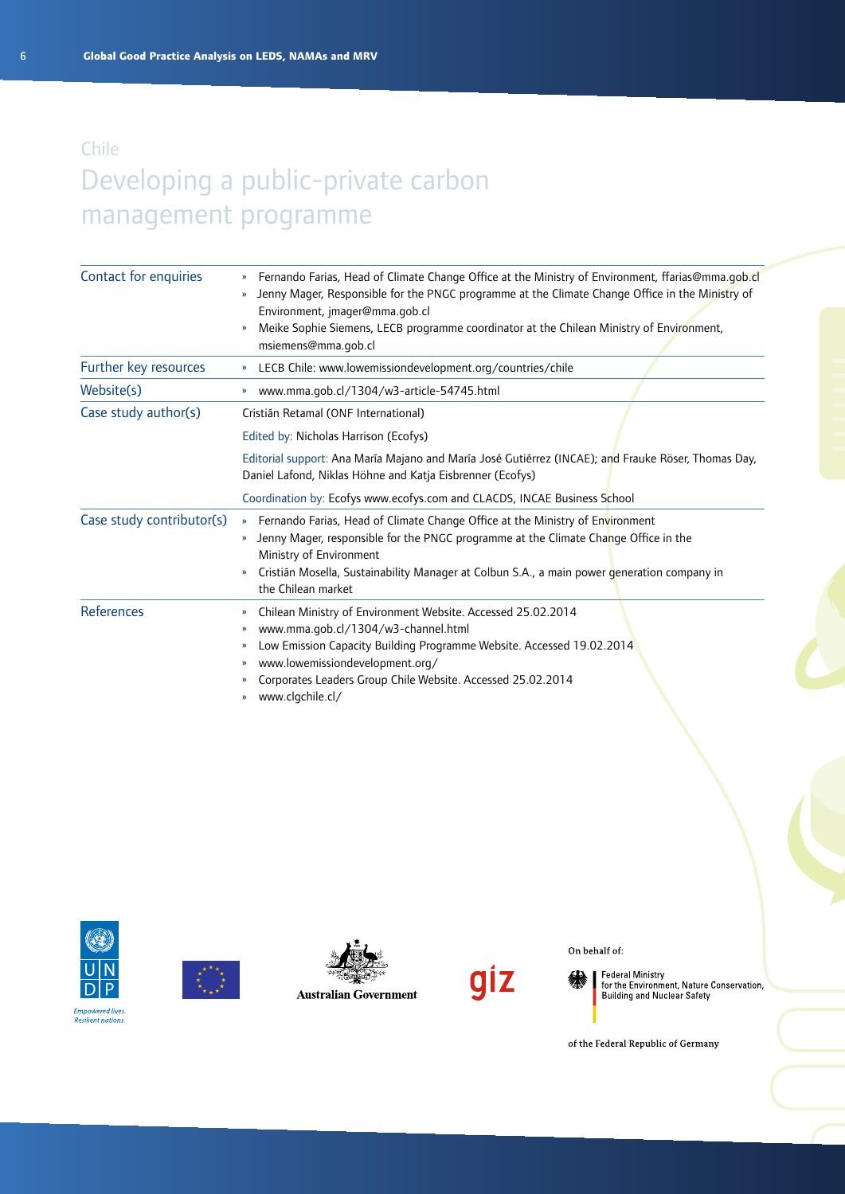Chile

# Developing a public-private carbon management programme

| | |
|---|---|
| Contact for enquiries | » Fernando Farias, Head of Climate Change Office at the Ministry of Environment, ffarias@mma.gob.cl<br>» Jenny Mager, Responsible for the PNGC programme at the Climate Change Office in the Ministry of Environment, jmager@mma.gob.cl<br>» Meike Sophie Siemens, LECB programme coordinator at the Chilean Ministry of Environment, msiemens@mma.gob.cl |
| Further key resources | » LECB Chile: www.lowemissiondevelopment.org/countries/chile |
| Website(s) | » www.mma.gob.cl/1304/w3-article-54745.html |
| Case study author(s) | Cristián Retamal (ONF International)<br>Edited by: Nicholas Harrison (Ecofys)<br>Editorial support: Ana María Majano and María José Gutiérrez (INCAE); and Frauke Röser, Thomas Day, Daniel Lafond, Niklas Höhne and Katja Eisbrenner (Ecofys)<br>Coordination by: Ecofys www.ecofys.com and CLACDS, INCAE Business School |
| Case study contributor(s) | » Fernando Farias, Head of Climate Change Office at the Ministry of Environment<br>» Jenny Mager, responsible for the PNGC programme at the Climate Change Office in the Ministry of Environment<br>» Cristián Mosella, Sustainability Manager at Colbun S.A., a main power generation company in the Chilean market |
| References | » Chilean Ministry of Environment Website. Accessed 25.02.2014<br>» www.mma.gob.cl/1304/w3-channel.html<br>» Low Emission Capacity Building Programme Website. Accessed 19.02.2014<br>» www.lowemissiondevelopment.org/<br>» Corporates Leaders Group Chile Website. Accessed 25.02.2014<br>» www.clgchile.cl/ |

UNDP – Empowered lives. Resilient nations.

Australian Government

giz

On behalf of:

Federal Ministry for the Environment, Nature Conservation, Building and Nuclear Safety

of the Federal Republic of Germany